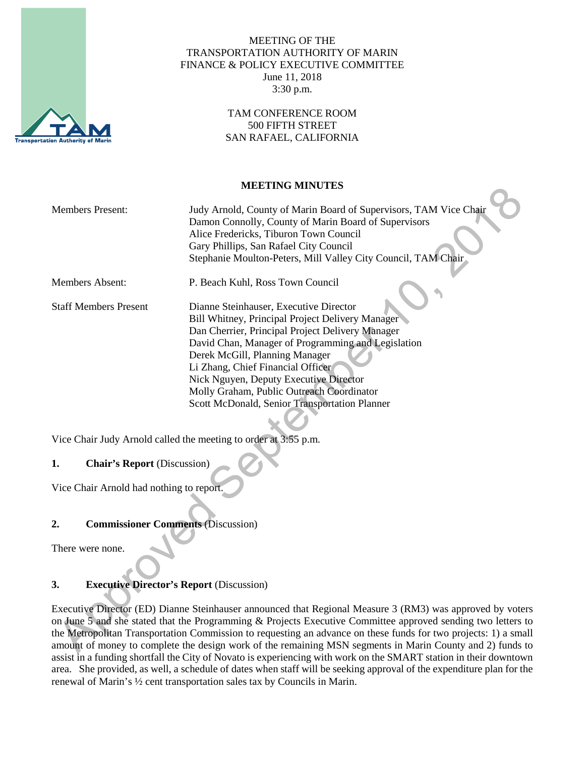MEETING OF THE
TRANSPORTATION AUTHORITY OF MARIN
FINANCE & POLICY EXECUTIVE COMMITTEE
June 11, 2018
3:30 p.m.

TAM CONFERENCE ROOM
500 FIFTH STREET
SAN RAFAEL, CALIFORNIA

**MEETING MINUTES**

| | |
|---|---|
| Members Present: | Judy Arnold, County of Marin Board of Supervisors, TAM Vice Chair<br>Damon Connolly, County of Marin Board of Supervisors<br>Alice Fredericks, Tiburon Town Council<br>Gary Phillips, San Rafael City Council<br>Stephanie Moulton-Peters, Mill Valley City Council, TAM Chair |
| Members Absent: | P. Beach Kuhl, Ross Town Council |
| Staff Members Present | Dianne Steinhauser, Executive Director<br>Bill Whitney, Principal Project Delivery Manager<br>Dan Cherrier, Principal Project Delivery Manager<br>David Chan, Manager of Programming and Legislation<br>Derek McGill, Planning Manager<br>Li Zhang, Chief Financial Officer<br>Nick Nguyen, Deputy Executive Director<br>Molly Graham, Public Outreach Coordinator<br>Scott McDonald, Senior Transportation Planner |

Vice Chair Judy Arnold called the meeting to order at 3:55 p.m.

**1. Chair's Report** (Discussion)

Vice Chair Arnold had nothing to report.

**2. Commissioner Comments** (Discussion)

There were none.

**3. Executive Director's Report** (Discussion)

Executive Director (ED) Dianne Steinhauser announced that Regional Measure 3 (RM3) was approved by voters on June 5 and she stated that the Programming & Projects Executive Committee approved sending two letters to the Metropolitan Transportation Commission to requesting an advance on these funds for two projects: 1) a small amount of money to complete the design work of the remaining MSN segments in Marin County and 2) funds to assist in a funding shortfall the City of Novato is experiencing with work on the SMART station in their downtown area. She provided, as well, a schedule of dates when staff will be seeking approval of the expenditure plan for the renewal of Marin's ½ cent transportation sales tax by Councils in Marin.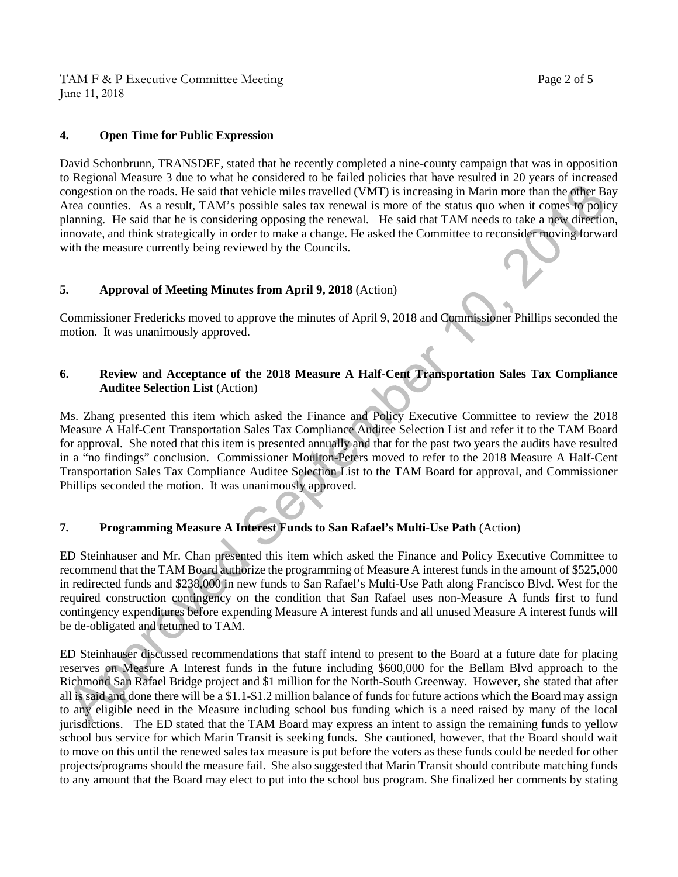## 4. Open Time for Public Expression

David Schonbrunn, TRANSDEF, stated that he recently completed a nine-county campaign that was in opposition to Regional Measure 3 due to what he considered to be failed policies that have resulted in 20 years of increased congestion on the roads. He said that vehicle miles travelled (VMT) is increasing in Marin more than the other Bay Area counties. As a result, TAM's possible sales tax renewal is more of the status quo when it comes to policy planning. He said that he is considering opposing the renewal. He said that TAM needs to take a new direction, innovate, and think strategically in order to make a change. He asked the Committee to reconsider moving forward with the measure currently being reviewed by the Councils.

## 5. Approval of Meeting Minutes from April 9, 2018 (Action)

Commissioner Fredericks moved to approve the minutes of April 9, 2018 and Commissioner Phillips seconded the motion. It was unanimously approved.

## 6. Review and Acceptance of the 2018 Measure A Half-Cent Transportation Sales Tax Compliance Auditee Selection List (Action)

Ms. Zhang presented this item which asked the Finance and Policy Executive Committee to review the 2018 Measure A Half-Cent Transportation Sales Tax Compliance Auditee Selection List and refer it to the TAM Board for approval. She noted that this item is presented annually and that for the past two years the audits have resulted in a "no findings" conclusion. Commissioner Moulton-Peters moved to refer to the 2018 Measure A Half-Cent Transportation Sales Tax Compliance Auditee Selection List to the TAM Board for approval, and Commissioner Phillips seconded the motion. It was unanimously approved.

## 7. Programming Measure A Interest Funds to San Rafael's Multi-Use Path (Action)

ED Steinhauser and Mr. Chan presented this item which asked the Finance and Policy Executive Committee to recommend that the TAM Board authorize the programming of Measure A interest funds in the amount of $525,000 in redirected funds and $238,000 in new funds to San Rafael's Multi-Use Path along Francisco Blvd. West for the required construction contingency on the condition that San Rafael uses non-Measure A funds first to fund contingency expenditures before expending Measure A interest funds and all unused Measure A interest funds will be de-obligated and returned to TAM.

ED Steinhauser discussed recommendations that staff intend to present to the Board at a future date for placing reserves on Measure A Interest funds in the future including $600,000 for the Bellam Blvd approach to the Richmond San Rafael Bridge project and $1 million for the North-South Greenway. However, she stated that after all is said and done there will be a $1.1-$1.2 million balance of funds for future actions which the Board may assign to any eligible need in the Measure including school bus funding which is a need raised by many of the local jurisdictions. The ED stated that the TAM Board may express an intent to assign the remaining funds to yellow school bus service for which Marin Transit is seeking funds. She cautioned, however, that the Board should wait to move on this until the renewed sales tax measure is put before the voters as these funds could be needed for other projects/programs should the measure fail. She also suggested that Marin Transit should contribute matching funds to any amount that the Board may elect to put into the school bus program. She finalized her comments by stating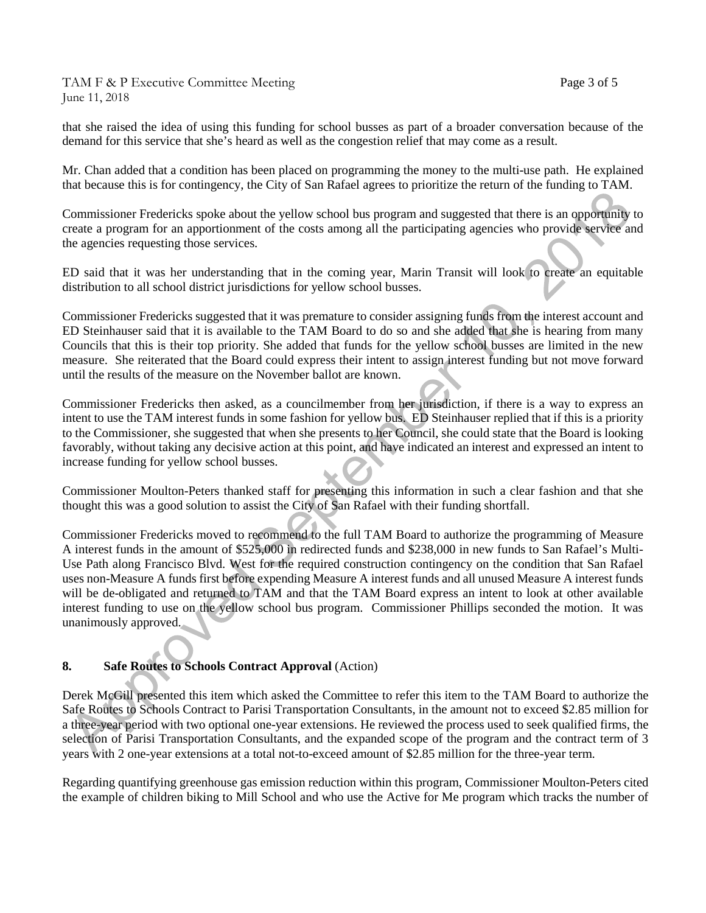that she raised the idea of using this funding for school busses as part of a broader conversation because of the demand for this service that she's heard as well as the congestion relief that may come as a result.

Mr. Chan added that a condition has been placed on programming the money to the multi-use path. He explained that because this is for contingency, the City of San Rafael agrees to prioritize the return of the funding to TAM.

Commissioner Fredericks spoke about the yellow school bus program and suggested that there is an opportunity to create a program for an apportionment of the costs among all the participating agencies who provide service and the agencies requesting those services.

ED said that it was her understanding that in the coming year, Marin Transit will look to create an equitable distribution to all school district jurisdictions for yellow school busses.

Commissioner Fredericks suggested that it was premature to consider assigning funds from the interest account and ED Steinhauser said that it is available to the TAM Board to do so and she added that she is hearing from many Councils that this is their top priority. She added that funds for the yellow school busses are limited in the new measure. She reiterated that the Board could express their intent to assign interest funding but not move forward until the results of the measure on the November ballot are known.

Commissioner Fredericks then asked, as a councilmember from her jurisdiction, if there is a way to express an intent to use the TAM interest funds in some fashion for yellow bus. ED Steinhauser replied that if this is a priority to the Commissioner, she suggested that when she presents to her Council, she could state that the Board is looking favorably, without taking any decisive action at this point, and have indicated an interest and expressed an intent to increase funding for yellow school busses.

Commissioner Moulton-Peters thanked staff for presenting this information in such a clear fashion and that she thought this was a good solution to assist the City of San Rafael with their funding shortfall.

Commissioner Fredericks moved to recommend to the full TAM Board to authorize the programming of Measure A interest funds in the amount of $525,000 in redirected funds and $238,000 in new funds to San Rafael's Multi-Use Path along Francisco Blvd. West for the required construction contingency on the condition that San Rafael uses non-Measure A funds first before expending Measure A interest funds and all unused Measure A interest funds will be de-obligated and returned to TAM and that the TAM Board express an intent to look at other available interest funding to use on the yellow school bus program. Commissioner Phillips seconded the motion. It was unanimously approved.

## 8. Safe Routes to Schools Contract Approval (Action)

Derek McGill presented this item which asked the Committee to refer this item to the TAM Board to authorize the Safe Routes to Schools Contract to Parisi Transportation Consultants, in the amount not to exceed $2.85 million for a three-year period with two optional one-year extensions. He reviewed the process used to seek qualified firms, the selection of Parisi Transportation Consultants, and the expanded scope of the program and the contract term of 3 years with 2 one-year extensions at a total not-to-exceed amount of $2.85 million for the three-year term.

Regarding quantifying greenhouse gas emission reduction within this program, Commissioner Moulton-Peters cited the example of children biking to Mill School and who use the Active for Me program which tracks the number of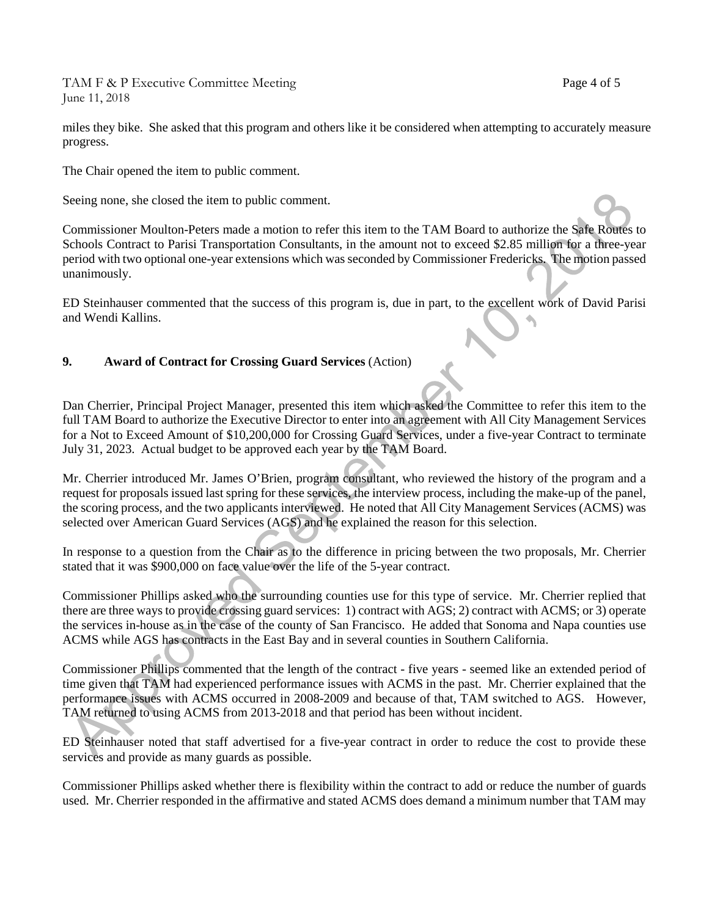miles they bike. She asked that this program and others like it be considered when attempting to accurately measure progress.

The Chair opened the item to public comment.

Seeing none, she closed the item to public comment.

Commissioner Moulton-Peters made a motion to refer this item to the TAM Board to authorize the Safe Routes to Schools Contract to Parisi Transportation Consultants, in the amount not to exceed $2.85 million for a three-year period with two optional one-year extensions which was seconded by Commissioner Fredericks. The motion passed unanimously.

ED Steinhauser commented that the success of this program is, due in part, to the excellent work of David Parisi and Wendi Kallins.

## 9. Award of Contract for Crossing Guard Services (Action)

Dan Cherrier, Principal Project Manager, presented this item which asked the Committee to refer this item to the full TAM Board to authorize the Executive Director to enter into an agreement with All City Management Services for a Not to Exceed Amount of $10,200,000 for Crossing Guard Services, under a five-year Contract to terminate July 31, 2023. Actual budget to be approved each year by the TAM Board.

Mr. Cherrier introduced Mr. James O'Brien, program consultant, who reviewed the history of the program and a request for proposals issued last spring for these services, the interview process, including the make-up of the panel, the scoring process, and the two applicants interviewed. He noted that All City Management Services (ACMS) was selected over American Guard Services (AGS) and he explained the reason for this selection.

In response to a question from the Chair as to the difference in pricing between the two proposals, Mr. Cherrier stated that it was $900,000 on face value over the life of the 5-year contract.

Commissioner Phillips asked who the surrounding counties use for this type of service. Mr. Cherrier replied that there are three ways to provide crossing guard services: 1) contract with AGS; 2) contract with ACMS; or 3) operate the services in-house as in the case of the county of San Francisco. He added that Sonoma and Napa counties use ACMS while AGS has contracts in the East Bay and in several counties in Southern California.

Commissioner Phillips commented that the length of the contract - five years - seemed like an extended period of time given that TAM had experienced performance issues with ACMS in the past. Mr. Cherrier explained that the performance issues with ACMS occurred in 2008-2009 and because of that, TAM switched to AGS. However, TAM returned to using ACMS from 2013-2018 and that period has been without incident.

ED Steinhauser noted that staff advertised for a five-year contract in order to reduce the cost to provide these services and provide as many guards as possible.

Commissioner Phillips asked whether there is flexibility within the contract to add or reduce the number of guards used. Mr. Cherrier responded in the affirmative and stated ACMS does demand a minimum number that TAM may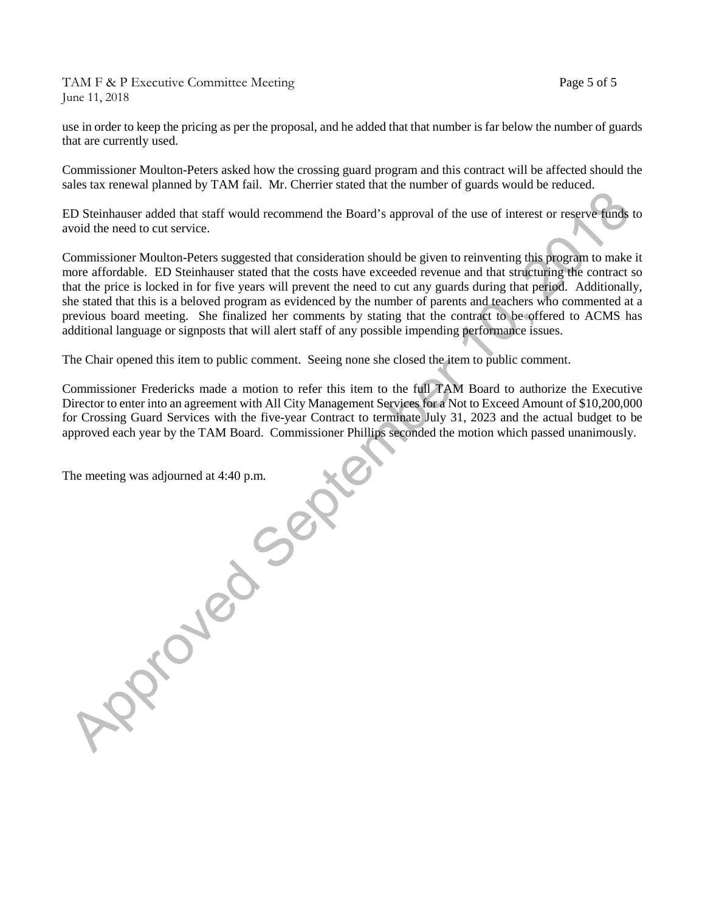use in order to keep the pricing as per the proposal, and he added that that number is far below the number of guards that are currently used.

Commissioner Moulton-Peters asked how the crossing guard program and this contract will be affected should the sales tax renewal planned by TAM fail. Mr. Cherrier stated that the number of guards would be reduced.

ED Steinhauser added that staff would recommend the Board's approval of the use of interest or reserve funds to avoid the need to cut service.

Commissioner Moulton-Peters suggested that consideration should be given to reinventing this program to make it more affordable. ED Steinhauser stated that the costs have exceeded revenue and that structuring the contract so that the price is locked in for five years will prevent the need to cut any guards during that period. Additionally, she stated that this is a beloved program as evidenced by the number of parents and teachers who commented at a previous board meeting. She finalized her comments by stating that the contract to be offered to ACMS has additional language or signposts that will alert staff of any possible impending performance issues.

The Chair opened this item to public comment. Seeing none she closed the item to public comment.

Commissioner Fredericks made a motion to refer this item to the full TAM Board to authorize the Executive Director to enter into an agreement with All City Management Services for a Not to Exceed Amount of $10,200,000 for Crossing Guard Services with the five-year Contract to terminate July 31, 2023 and the actual budget to be approved each year by the TAM Board. Commissioner Phillips seconded the motion which passed unanimously.

The meeting was adjourned at 4:40 p.m.

Approved September 10, 2018